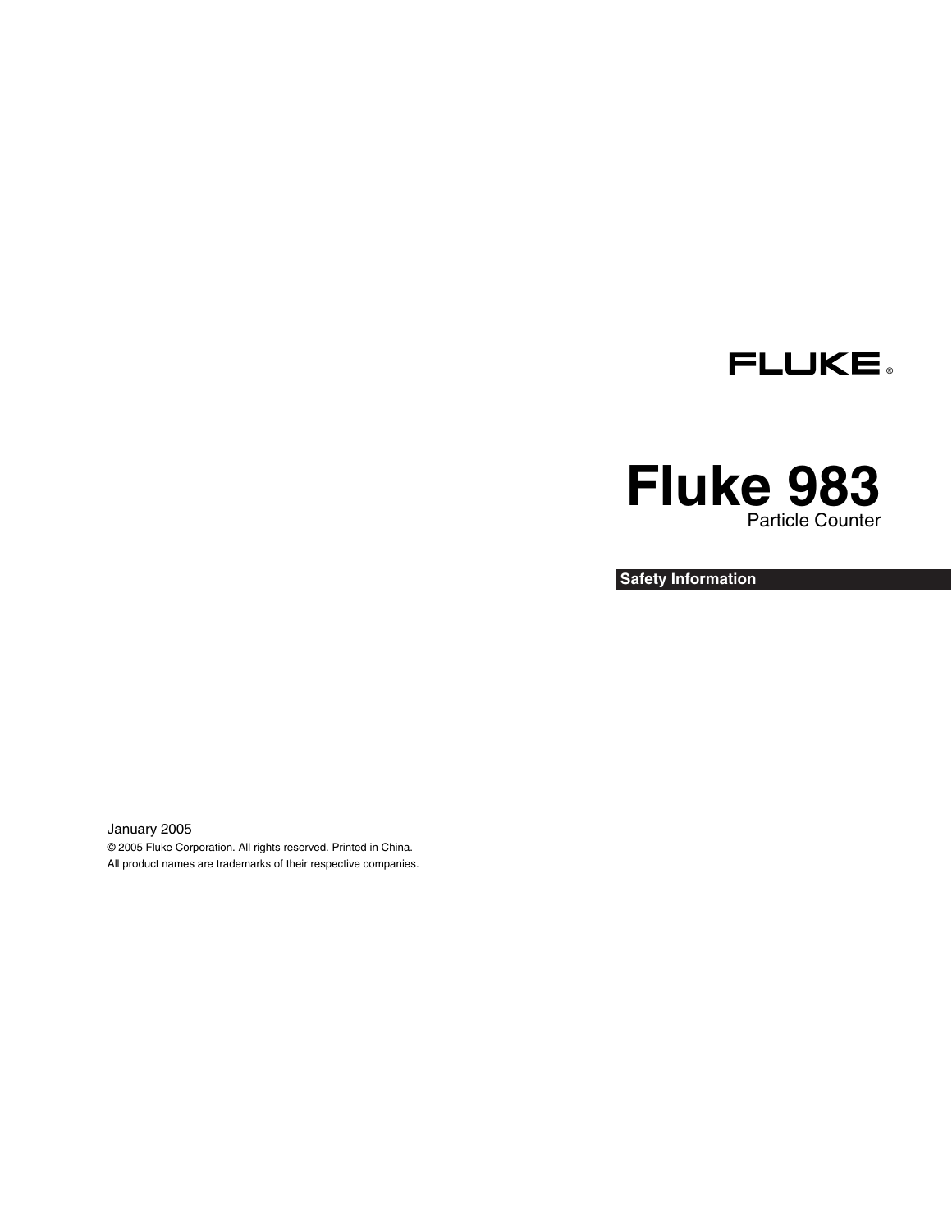FLUKE ®

# Fluke 983

Particle Counter

**Safety Information**

January 2005

© 2005 Fluke Corporation. All rights reserved. Printed in China.

All product names are trademarks of their respective companies.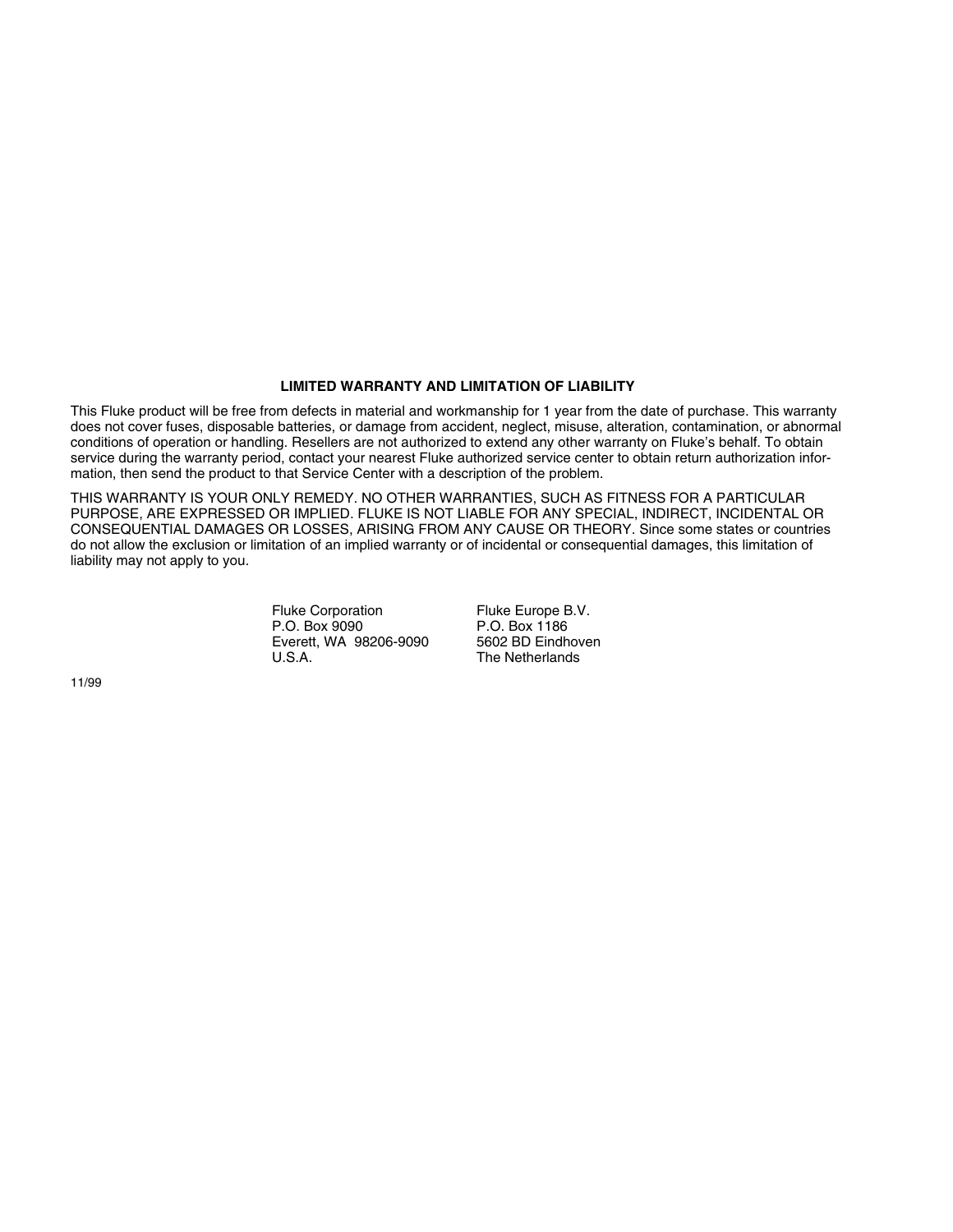## LIMITED WARRANTY AND LIMITATION OF LIABILITY

This Fluke product will be free from defects in material and workmanship for 1 year from the date of purchase. This warranty does not cover fuses, disposable batteries, or damage from accident, neglect, misuse, alteration, contamination, or abnormal conditions of operation or handling. Resellers are not authorized to extend any other warranty on Fluke's behalf. To obtain service during the warranty period, contact your nearest Fluke authorized service center to obtain return authorization information, then send the product to that Service Center with a description of the problem.

THIS WARRANTY IS YOUR ONLY REMEDY. NO OTHER WARRANTIES, SUCH AS FITNESS FOR A PARTICULAR PURPOSE, ARE EXPRESSED OR IMPLIED. FLUKE IS NOT LIABLE FOR ANY SPECIAL, INDIRECT, INCIDENTAL OR CONSEQUENTIAL DAMAGES OR LOSSES, ARISING FROM ANY CAUSE OR THEORY. Since some states or countries do not allow the exclusion or limitation of an implied warranty or of incidental or consequential damages, this limitation of liability may not apply to you.

Fluke Corporation
P.O. Box 9090
Everett, WA 98206-9090
U.S.A.

Fluke Europe B.V.
P.O. Box 1186
5602 BD Eindhoven
The Netherlands

11/99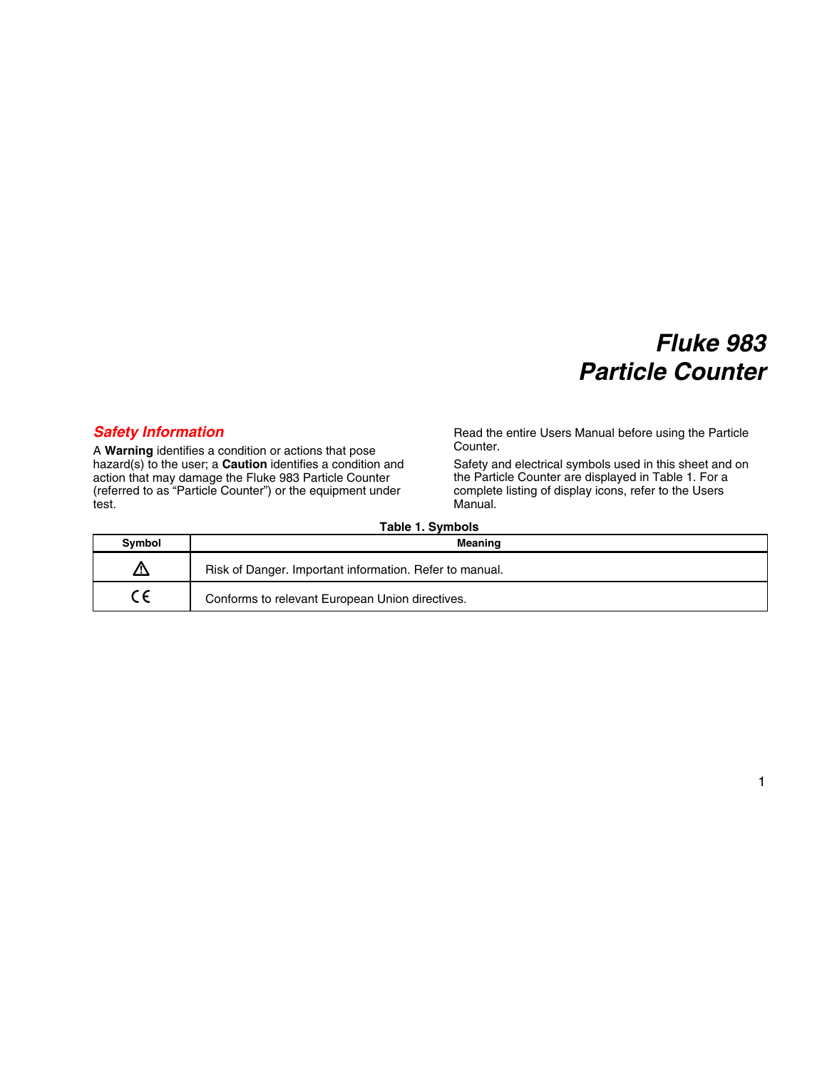# Fluke 983 Particle Counter

## Safety Information

A **Warning** identifies a condition or actions that pose hazard(s) to the user; a **Caution** identifies a condition and action that may damage the Fluke 983 Particle Counter (referred to as "Particle Counter") or the equipment under test.

Read the entire Users Manual before using the Particle Counter.

Safety and electrical symbols used in this sheet and on the Particle Counter are displayed in Table 1. For a complete listing of display icons, refer to the Users Manual.

**Table 1. Symbols**

| Symbol | Meaning |
|---|---|
| ⚠ | Risk of Danger. Important information. Refer to manual. |
| CE | Conforms to relevant European Union directives. |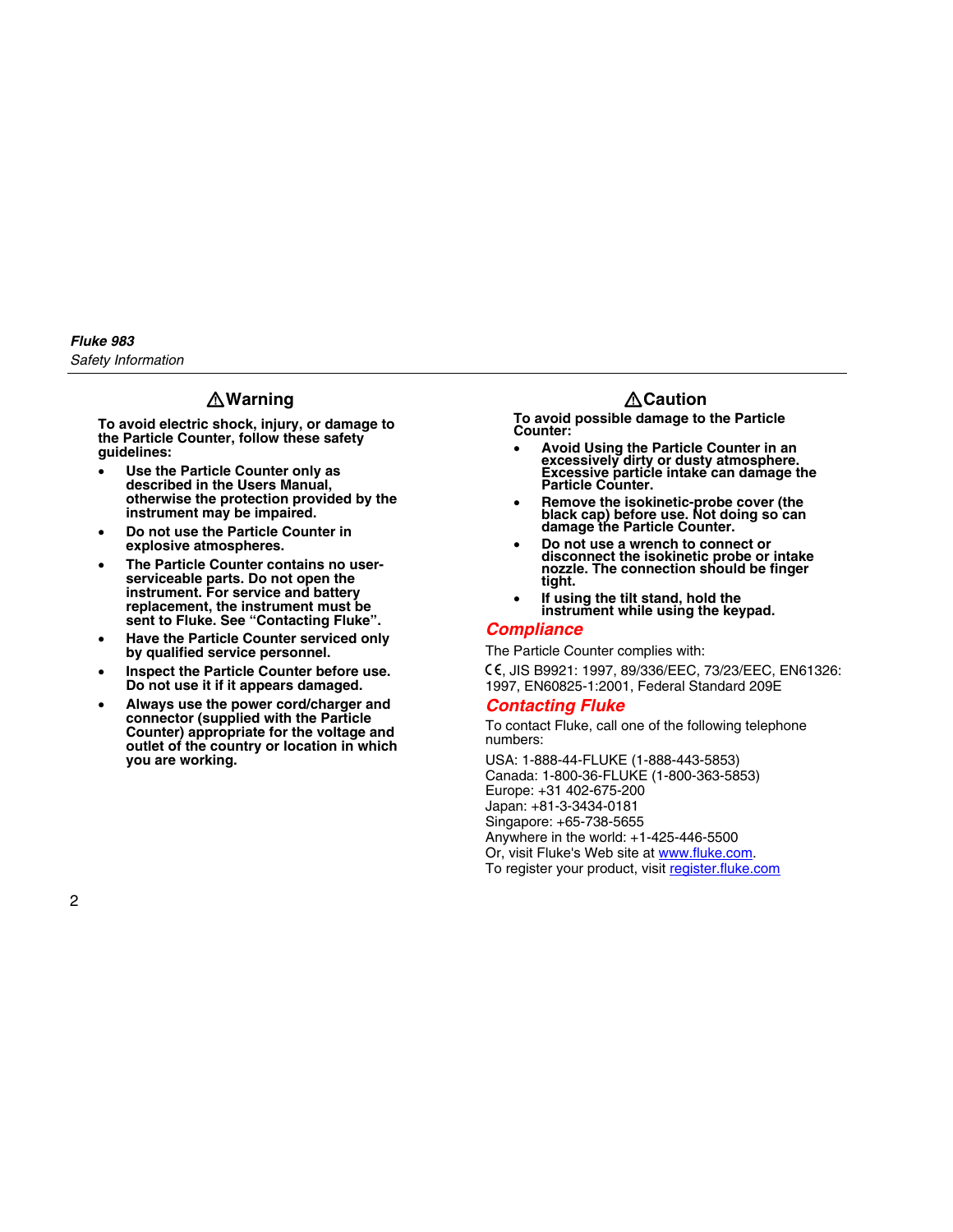## ⚠Warning

**To avoid electric shock, injury, or damage to the Particle Counter, follow these safety guidelines:**

- **Use the Particle Counter only as described in the Users Manual, otherwise the protection provided by the instrument may be impaired.**
- **Do not use the Particle Counter in explosive atmospheres.**
- **The Particle Counter contains no user-serviceable parts. Do not open the instrument. For service and battery replacement, the instrument must be sent to Fluke. See "Contacting Fluke".**
- **Have the Particle Counter serviced only by qualified service personnel.**
- **Inspect the Particle Counter before use. Do not use it if it appears damaged.**
- **Always use the power cord/charger and connector (supplied with the Particle Counter) appropriate for the voltage and outlet of the country or location in which you are working.**

## ⚠Caution

**To avoid possible damage to the Particle Counter:**

- **Avoid Using the Particle Counter in an excessively dirty or dusty atmosphere. Excessive particle intake can damage the Particle Counter.**
- **Remove the isokinetic-probe cover (the black cap) before use. Not doing so can damage the Particle Counter.**
- **Do not use a wrench to connect or disconnect the isokinetic probe or intake nozzle. The connection should be finger tight.**
- **If using the tilt stand, hold the instrument while using the keypad.**

## Compliance

The Particle Counter complies with:

CE, JIS B9921: 1997, 89/336/EEC, 73/23/EEC, EN61326: 1997, EN60825-1:2001, Federal Standard 209E

## Contacting Fluke

To contact Fluke, call one of the following telephone numbers:

USA: 1-888-44-FLUKE (1-888-443-5853)
Canada: 1-800-36-FLUKE (1-800-363-5853)
Europe: +31 402-675-200
Japan: +81-3-3434-0181
Singapore: +65-738-5655
Anywhere in the world: +1-425-446-5500
Or, visit Fluke's Web site at www.fluke.com.
To register your product, visit register.fluke.com